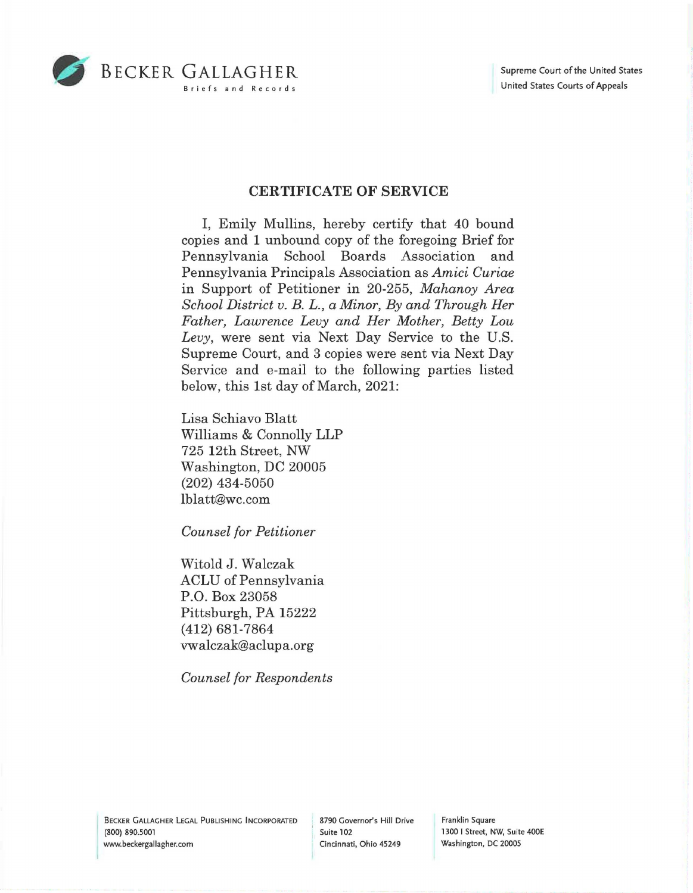BECKER GALLAGHER
Briefs and Records

Supreme Court of the United States
United States Courts of Appeals

## CERTIFICATE OF SERVICE

I, Emily Mullins, hereby certify that 40 bound copies and 1 unbound copy of the foregoing Brief for Pennsylvania School Boards Association and Pennsylvania Principals Association as *Amici Curiae* in Support of Petitioner in 20-255, *Mahanoy Area School District v. B. L., a Minor, By and Through Her Father, Lawrence Levy and Her Mother, Betty Lou Levy*, were sent via Next Day Service to the U.S. Supreme Court, and 3 copies were sent via Next Day Service and e-mail to the following parties listed below, this 1st day of March, 2021:

Lisa Schiavo Blatt
Williams & Connolly LLP
725 12th Street, NW
Washington, DC 20005
(202) 434-5050
lblatt@wc.com

*Counsel for Petitioner*

Witold J. Walczak
ACLU of Pennsylvania
P.O. Box 23058
Pittsburgh, PA 15222
(412) 681-7864
vwalczak@aclupa.org

*Counsel for Respondents*

BECKER GALLAGHER LEGAL PUBLISHING INCORPORATED
(800) 890.5001
www.beckergallagher.com

8790 Governor's Hill Drive
Suite 102
Cincinnati, Ohio 45249

Franklin Square
1300 I Street, NW, Suite 400E
Washington, DC 20005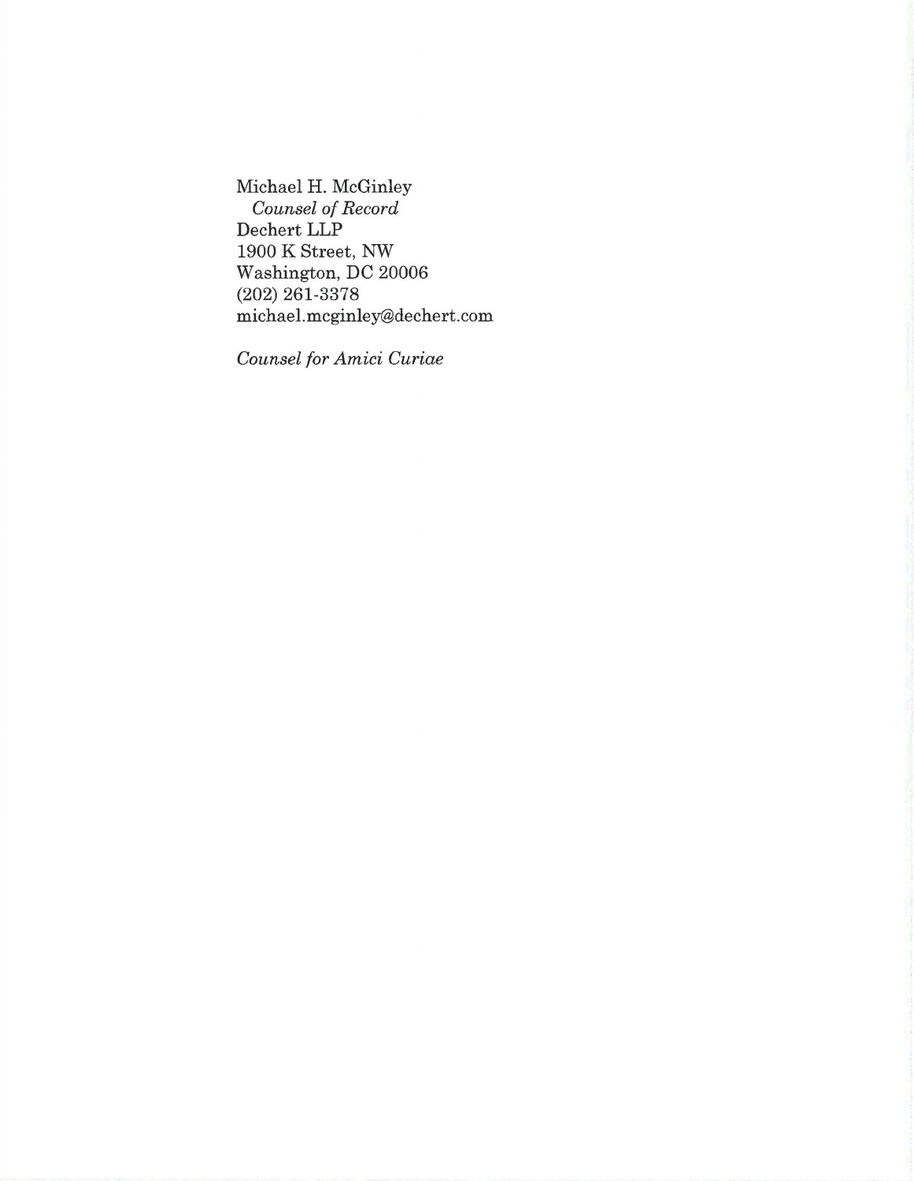Michael H. McGinley
*Counsel of Record*
Dechert LLP
1900 K Street, NW
Washington, DC 20006
(202) 261-3378
michael.mcginley@dechert.com

*Counsel for Amici Curiae*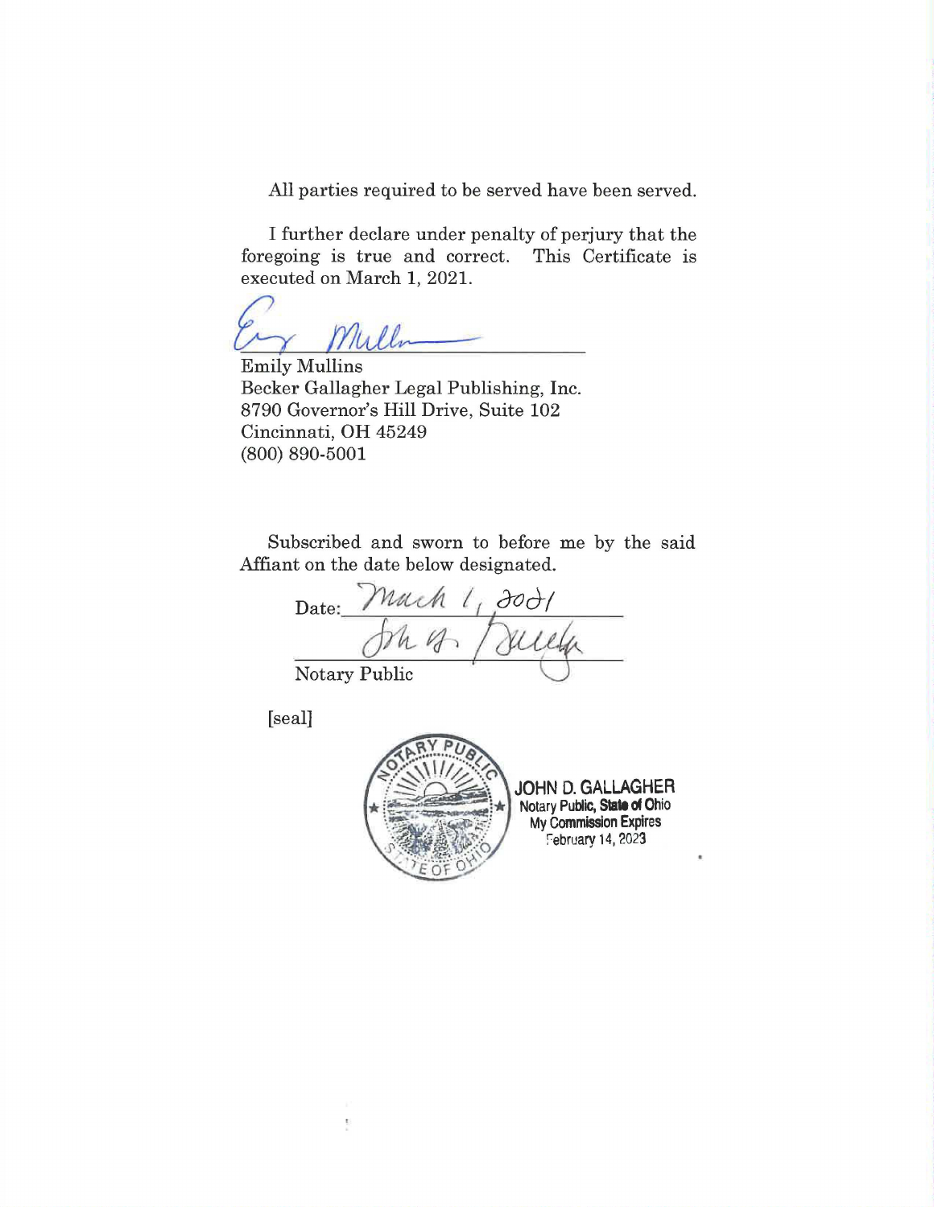All parties required to be served have been served.

I further declare under penalty of perjury that the foregoing is true and correct. This Certificate is executed on March 1, 2021.

Emily Mullins
Becker Gallagher Legal Publishing, Inc.
8790 Governor's Hill Drive, Suite 102
Cincinnati, OH 45249
(800) 890-5001

Subscribed and sworn to before me by the said Affiant on the date below designated.

Date: March 1, 2021

Notary Public

[seal]

JOHN D. GALLAGHER
Notary Public, State of Ohio
My Commission Expires
February 14, 2023